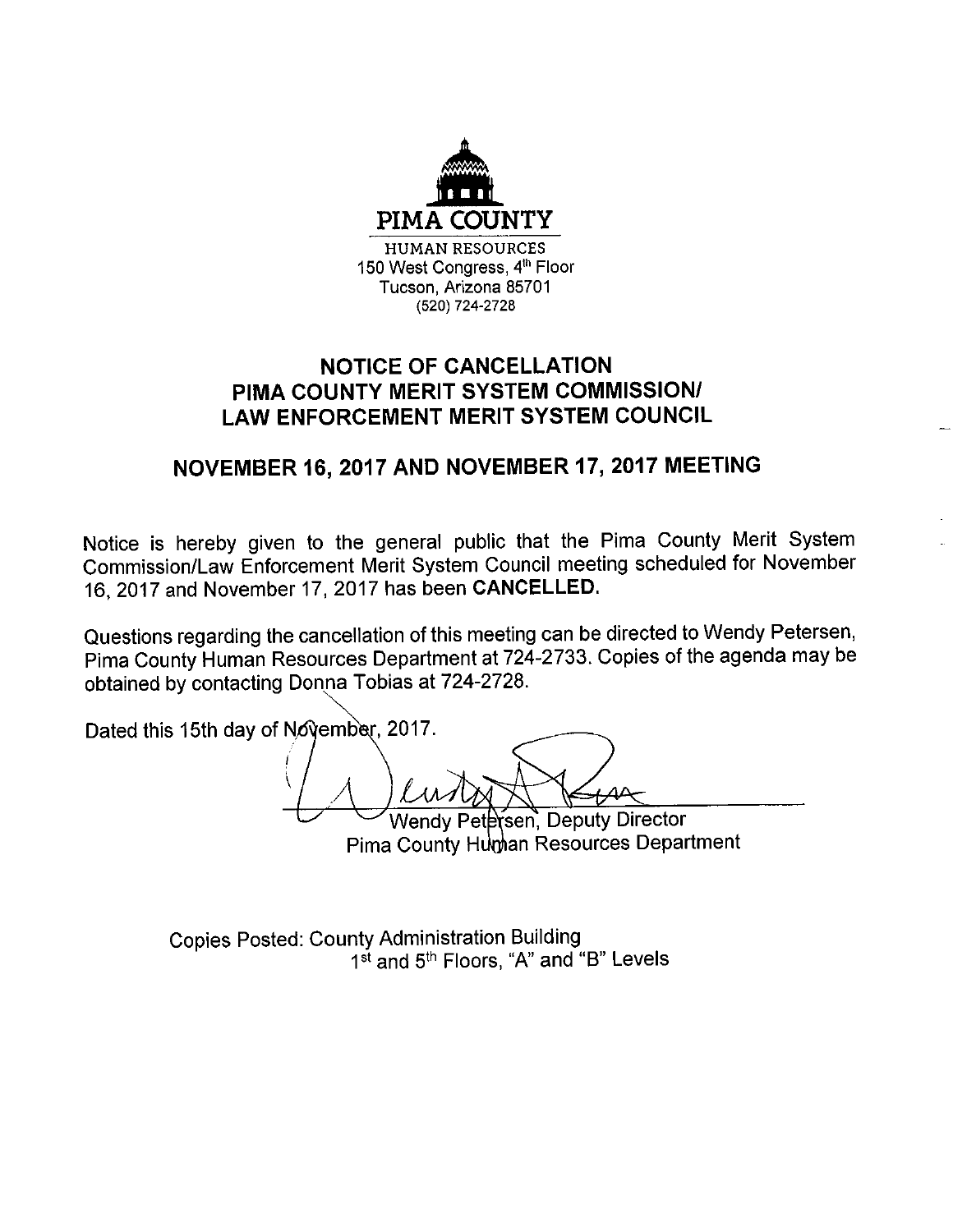PIMA COUNTY

HUMAN RESOURCES
150 West Congress, 4th Floor
Tucson, Arizona 85701
(520) 724-2728

## NOTICE OF CANCELLATION
## PIMA COUNTY MERIT SYSTEM COMMISSION/
## LAW ENFORCEMENT MERIT SYSTEM COUNCIL

## NOVEMBER 16, 2017 AND NOVEMBER 17, 2017 MEETING

Notice is hereby given to the general public that the Pima County Merit System Commission/Law Enforcement Merit System Council meeting scheduled for November 16, 2017 and November 17, 2017 has been **CANCELLED.**

Questions regarding the cancellation of this meeting can be directed to Wendy Petersen, Pima County Human Resources Department at 724-2733. Copies of the agenda may be obtained by contacting Donna Tobias at 724-2728.

Dated this 15th day of November, 2017.

Wendy Petersen, Deputy Director
Pima County Human Resources Department

Copies Posted: County Administration Building
1st and 5th Floors, "A" and "B" Levels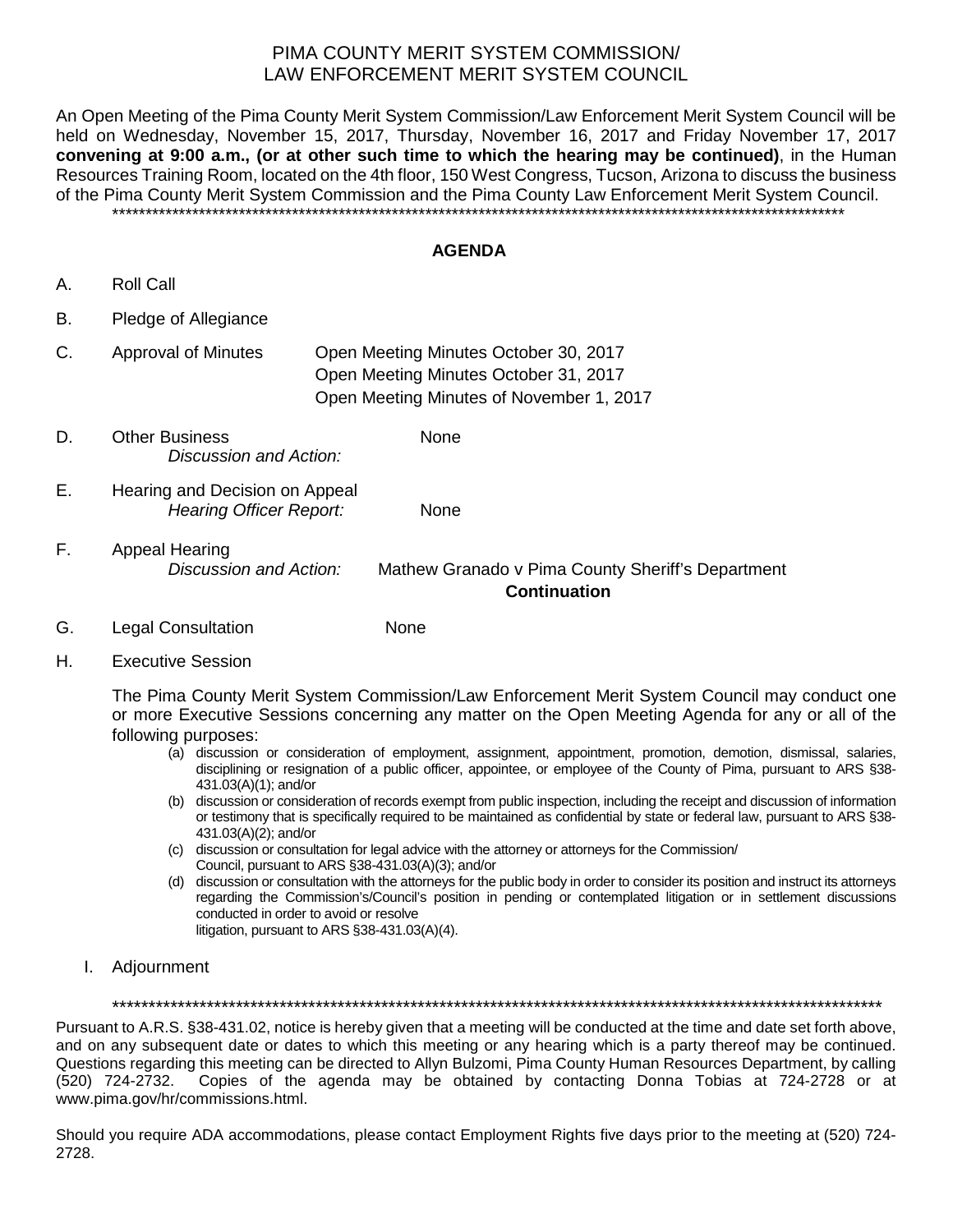# PIMA COUNTY MERIT SYSTEM COMMISSION/ LAW ENFORCEMENT MERIT SYSTEM COUNCIL

An Open Meeting of the Pima County Merit System Commission/Law Enforcement Merit System Council will be held on Wednesday, November 15, 2017, Thursday, November 16, 2017 and Friday November 17, 2017 **convening at 9:00 a.m., (or at other such time to which the hearing may be continued)**, in the Human Resources Training Room, located on the 4th floor, 150 West Congress, Tucson, Arizona to discuss the business of the Pima County Merit System Commission and the Pima County Law Enforcement Merit System Council.

******************************************************************************************************************

## AGENDA

A. Roll Call

B. Pledge of Allegiance

C. Approval of Minutes
   - Open Meeting Minutes October 30, 2017
   - Open Meeting Minutes October 31, 2017
   - Open Meeting Minutes of November 1, 2017

D. Other Business
   *Discussion and Action:* None

E. Hearing and Decision on Appeal
   *Hearing Officer Report:* None

F. Appeal Hearing
   *Discussion and Action:* Mathew Granado v Pima County Sheriff's Department
   **Continuation**

G. Legal Consultation None

H. Executive Session

The Pima County Merit System Commission/Law Enforcement Merit System Council may conduct one or more Executive Sessions concerning any matter on the Open Meeting Agenda for any or all of the following purposes:

(a) discussion or consideration of employment, assignment, appointment, promotion, demotion, dismissal, salaries, disciplining or resignation of a public officer, appointee, or employee of the County of Pima, pursuant to ARS §38-431.03(A)(1); and/or

(b) discussion or consideration of records exempt from public inspection, including the receipt and discussion of information or testimony that is specifically required to be maintained as confidential by state or federal law, pursuant to ARS §38-431.03(A)(2); and/or

(c) discussion or consultation for legal advice with the attorney or attorneys for the Commission/ Council, pursuant to ARS §38-431.03(A)(3); and/or

(d) discussion or consultation with the attorneys for the public body in order to consider its position and instruct its attorneys regarding the Commission's/Council's position in pending or contemplated litigation or in settlement discussions conducted in order to avoid or resolve litigation, pursuant to ARS §38-431.03(A)(4).

I. Adjournment

******************************************************************************************************************

Pursuant to A.R.S. §38-431.02, notice is hereby given that a meeting will be conducted at the time and date set forth above, and on any subsequent date or dates to which this meeting or any hearing which is a party thereof may be continued. Questions regarding this meeting can be directed to Allyn Bulzomi, Pima County Human Resources Department, by calling (520) 724-2732. Copies of the agenda may be obtained by contacting Donna Tobias at 724-2728 or at www.pima.gov/hr/commissions.html.

Should you require ADA accommodations, please contact Employment Rights five days prior to the meeting at (520) 724-2728.